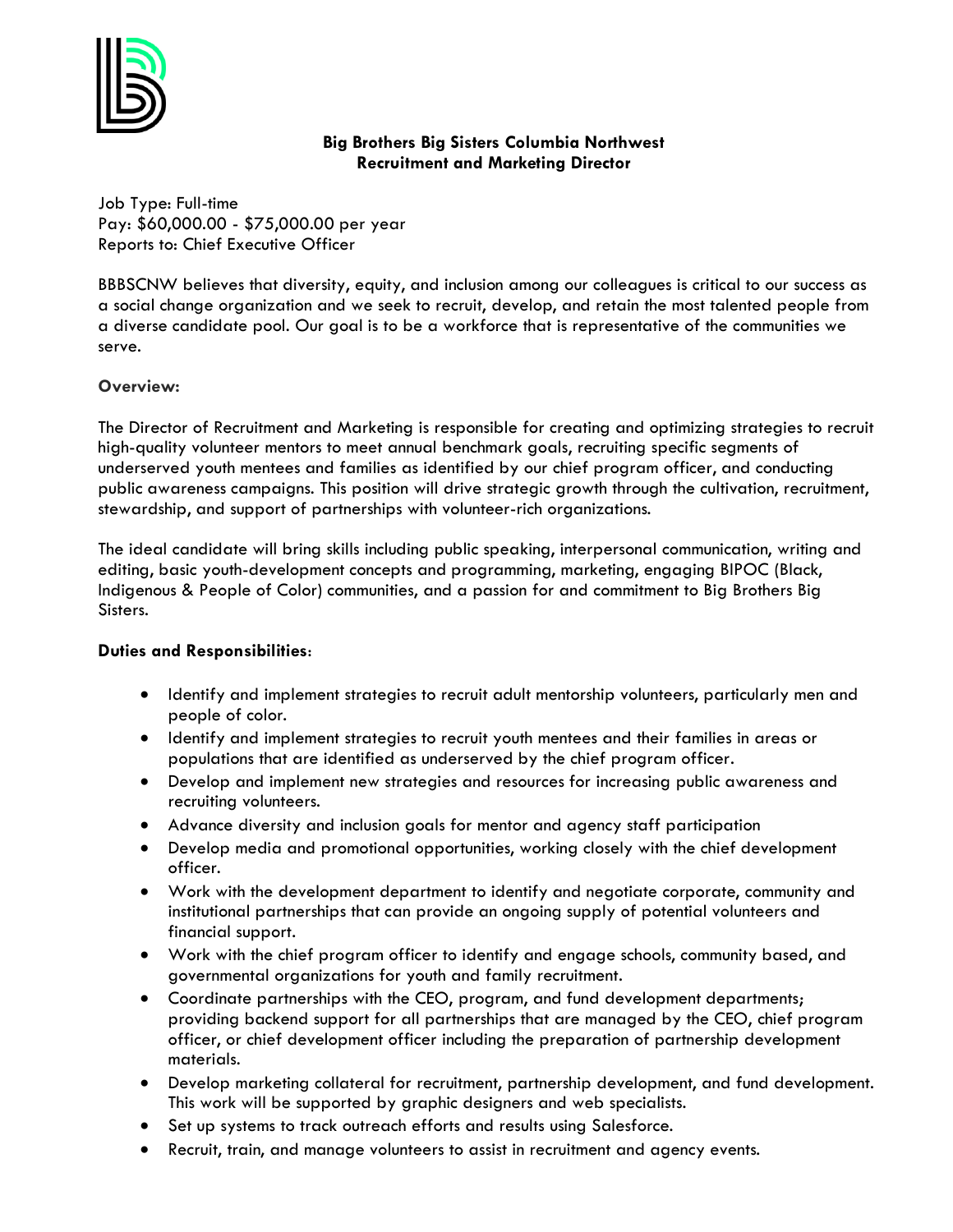**Big Brothers Big Sisters Columbia Northwest**
**Recruitment and Marketing Director**

Job Type: Full-time
Pay: $60,000.00 - $75,000.00 per year
Reports to: Chief Executive Officer

BBBSCNW believes that diversity, equity, and inclusion among our colleagues is critical to our success as a social change organization and we seek to recruit, develop, and retain the most talented people from a diverse candidate pool. Our goal is to be a workforce that is representative of the communities we serve.

**Overview:**

The Director of Recruitment and Marketing is responsible for creating and optimizing strategies to recruit high-quality volunteer mentors to meet annual benchmark goals, recruiting specific segments of underserved youth mentees and families as identified by our chief program officer, and conducting public awareness campaigns. This position will drive strategic growth through the cultivation, recruitment, stewardship, and support of partnerships with volunteer-rich organizations.

The ideal candidate will bring skills including public speaking, interpersonal communication, writing and editing, basic youth-development concepts and programming, marketing, engaging BIPOC (Black, Indigenous & People of Color) communities, and a passion for and commitment to Big Brothers Big Sisters.

**Duties and Responsibilities:**

- Identify and implement strategies to recruit adult mentorship volunteers, particularly men and people of color.
- Identify and implement strategies to recruit youth mentees and their families in areas or populations that are identified as underserved by the chief program officer.
- Develop and implement new strategies and resources for increasing public awareness and recruiting volunteers.
- Advance diversity and inclusion goals for mentor and agency staff participation
- Develop media and promotional opportunities, working closely with the chief development officer.
- Work with the development department to identify and negotiate corporate, community and institutional partnerships that can provide an ongoing supply of potential volunteers and financial support.
- Work with the chief program officer to identify and engage schools, community based, and governmental organizations for youth and family recruitment.
- Coordinate partnerships with the CEO, program, and fund development departments; providing backend support for all partnerships that are managed by the CEO, chief program officer, or chief development officer including the preparation of partnership development materials.
- Develop marketing collateral for recruitment, partnership development, and fund development. This work will be supported by graphic designers and web specialists.
- Set up systems to track outreach efforts and results using Salesforce.
- Recruit, train, and manage volunteers to assist in recruitment and agency events.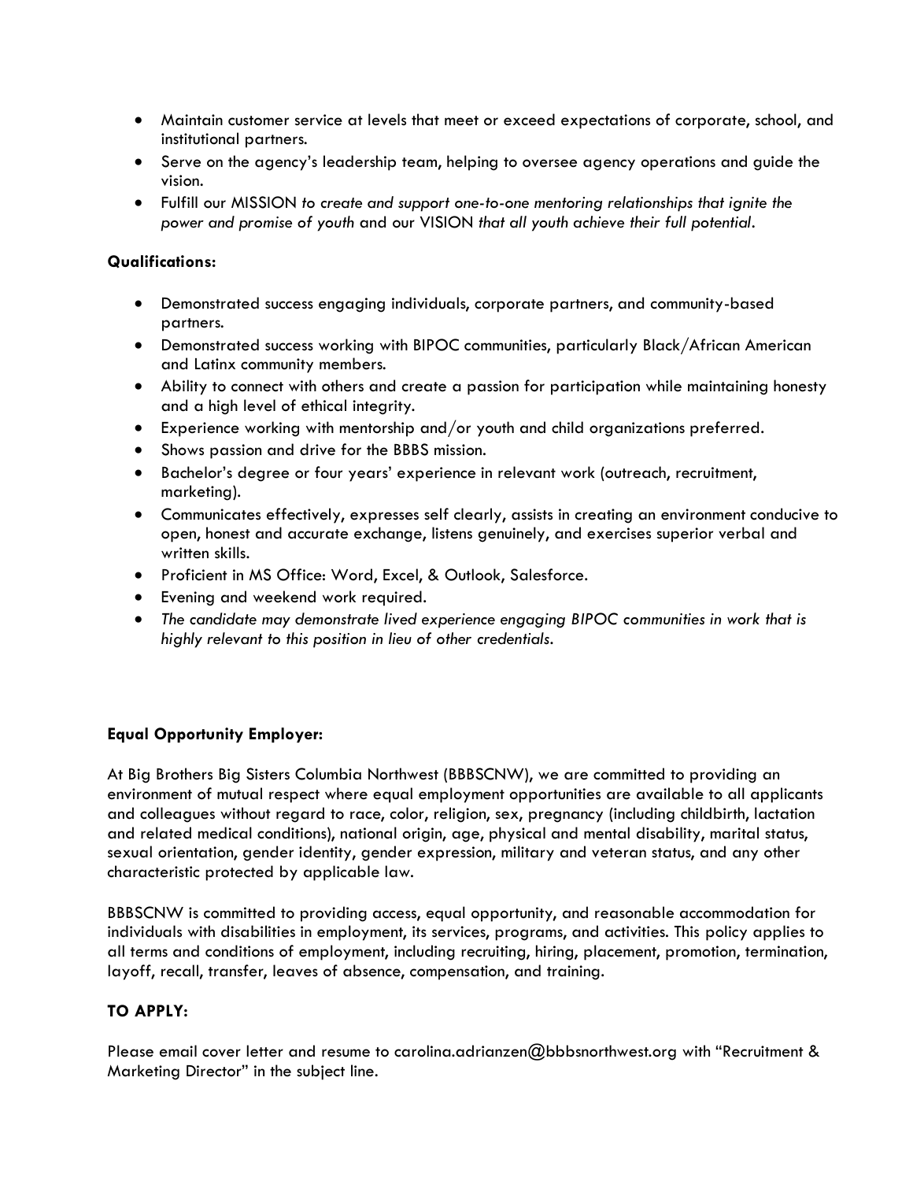- Maintain customer service at levels that meet or exceed expectations of corporate, school, and institutional partners.
- Serve on the agency's leadership team, helping to oversee agency operations and guide the vision.
- Fulfill our MISSION *to create and support one-to-one mentoring relationships that ignite the power and promise of youth* and our VISION *that all youth achieve their full potential*.

**Qualifications:**

- Demonstrated success engaging individuals, corporate partners, and community-based partners.
- Demonstrated success working with BIPOC communities, particularly Black/African American and Latinx community members.
- Ability to connect with others and create a passion for participation while maintaining honesty and a high level of ethical integrity.
- Experience working with mentorship and/or youth and child organizations preferred.
- Shows passion and drive for the BBBS mission.
- Bachelor's degree or four years' experience in relevant work (outreach, recruitment, marketing).
- Communicates effectively, expresses self clearly, assists in creating an environment conducive to open, honest and accurate exchange, listens genuinely, and exercises superior verbal and written skills.
- Proficient in MS Office: Word, Excel, & Outlook, Salesforce.
- Evening and weekend work required.
- *The candidate may demonstrate lived experience engaging BIPOC communities in work that is highly relevant to this position in lieu of other credentials.*

**Equal Opportunity Employer:**

At Big Brothers Big Sisters Columbia Northwest (BBBSCNW), we are committed to providing an environment of mutual respect where equal employment opportunities are available to all applicants and colleagues without regard to race, color, religion, sex, pregnancy (including childbirth, lactation and related medical conditions), national origin, age, physical and mental disability, marital status, sexual orientation, gender identity, gender expression, military and veteran status, and any other characteristic protected by applicable law.

BBBSCNW is committed to providing access, equal opportunity, and reasonable accommodation for individuals with disabilities in employment, its services, programs, and activities. This policy applies to all terms and conditions of employment, including recruiting, hiring, placement, promotion, termination, layoff, recall, transfer, leaves of absence, compensation, and training.

**TO APPLY:**

Please email cover letter and resume to carolina.adrianzen@bbbsnorthwest.org with "Recruitment & Marketing Director" in the subject line.